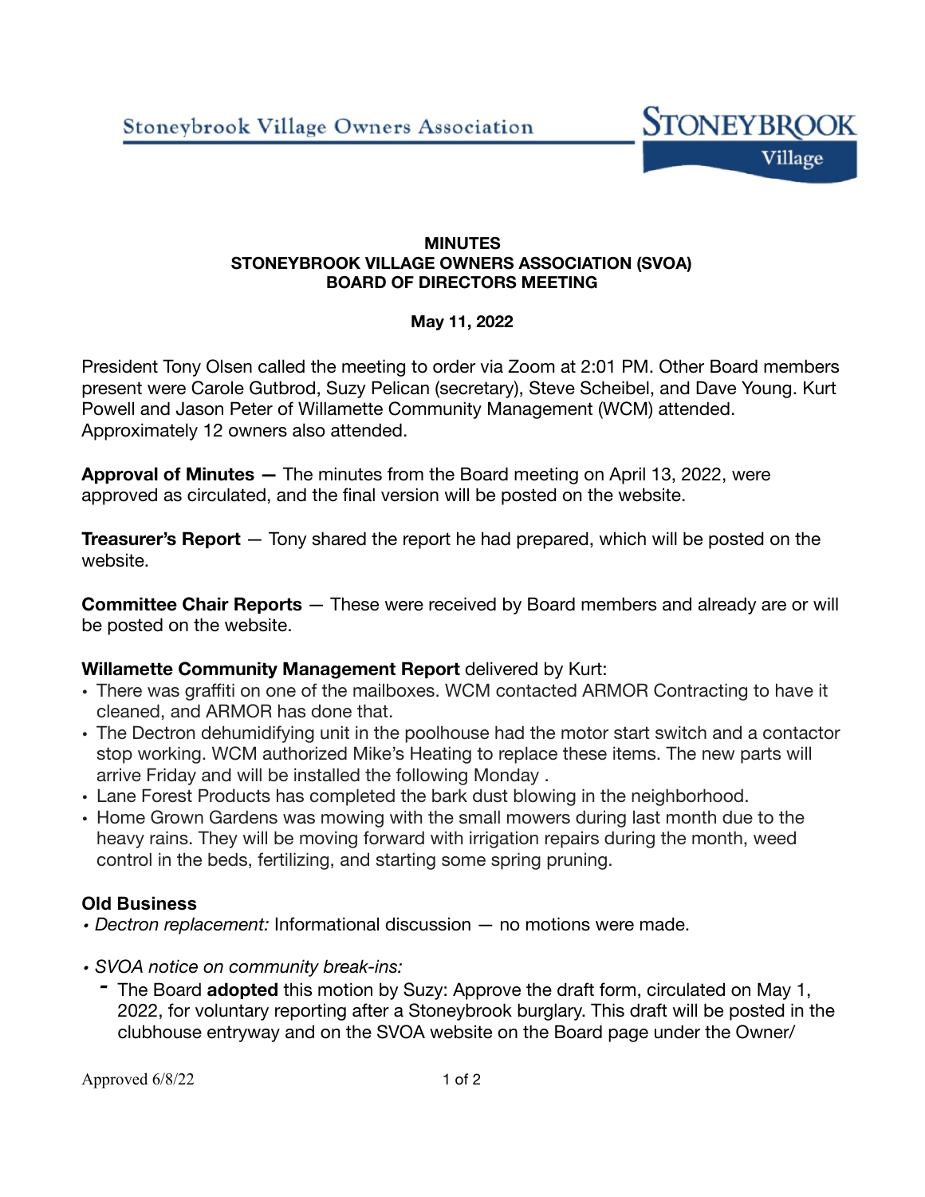Stoneybrook Village Owners Association

# MINUTES
# STONEYBROOK VILLAGE OWNERS ASSOCIATION (SVOA)
# BOARD OF DIRECTORS MEETING

**May 11, 2022**

President Tony Olsen called the meeting to order via Zoom at 2:01 PM. Other Board members present were Carole Gutbrod, Suzy Pelican (secretary), Steve Scheibel, and Dave Young. Kurt Powell and Jason Peter of Willamette Community Management (WCM) attended. Approximately 12 owners also attended.

**Approval of Minutes —** The minutes from the Board meeting on April 13, 2022, were approved as circulated, and the final version will be posted on the website.

**Treasurer's Report** — Tony shared the report he had prepared, which will be posted on the website.

**Committee Chair Reports** — These were received by Board members and already are or will be posted on the website.

**Willamette Community Management Report** delivered by Kurt:

- There was graffiti on one of the mailboxes. WCM contacted ARMOR Contracting to have it cleaned, and ARMOR has done that.
- The Dectron dehumidifying unit in the poolhouse had the motor start switch and a contactor stop working. WCM authorized Mike's Heating to replace these items. The new parts will arrive Friday and will be installed the following Monday .
- Lane Forest Products has completed the bark dust blowing in the neighborhood.
- Home Grown Gardens was mowing with the small mowers during last month due to the heavy rains. They will be moving forward with irrigation repairs during the month, weed control in the beds, fertilizing, and starting some spring pruning.

## Old Business

- *Dectron replacement:* Informational discussion — no motions were made.

- *SVOA notice on community break-ins:*
  - The Board **adopted** this motion by Suzy: Approve the draft form, circulated on May 1, 2022, for voluntary reporting after a Stoneybrook burglary. This draft will be posted in the clubhouse entryway and on the SVOA website on the Board page under the Owner/

Approved 6/8/22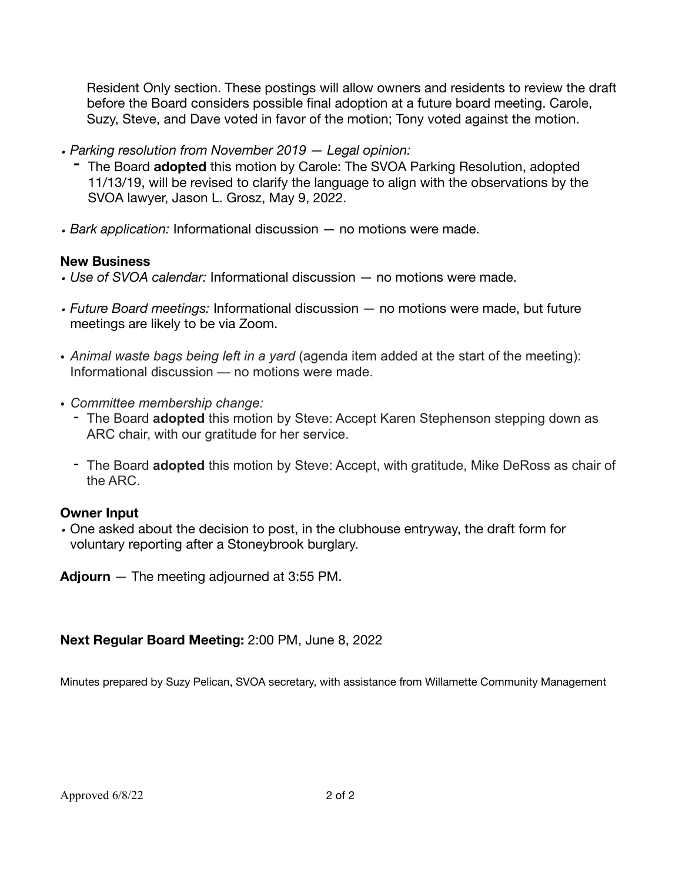Resident Only section. These postings will allow owners and residents to review the draft before the Board considers possible final adoption at a future board meeting. Carole, Suzy, Steve, and Dave voted in favor of the motion; Tony voted against the motion.

- *Parking resolution from November 2019 — Legal opinion:*
  - The Board **adopted** this motion by Carole: The SVOA Parking Resolution, adopted 11/13/19, will be revised to clarify the language to align with the observations by the SVOA lawyer, Jason L. Grosz, May 9, 2022.
- *Bark application:* Informational discussion — no motions were made.

**New Business**

- *Use of SVOA calendar:* Informational discussion — no motions were made.
- *Future Board meetings:* Informational discussion — no motions were made, but future meetings are likely to be via Zoom.
- *Animal waste bags being left in a yard* (agenda item added at the start of the meeting): Informational discussion — no motions were made.
- *Committee membership change:*
  - The Board **adopted** this motion by Steve: Accept Karen Stephenson stepping down as ARC chair, with our gratitude for her service.
  - The Board **adopted** this motion by Steve: Accept, with gratitude, Mike DeRoss as chair of the ARC.

**Owner Input**

- One asked about the decision to post, in the clubhouse entryway, the draft form for voluntary reporting after a Stoneybrook burglary.

**Adjourn** — The meeting adjourned at 3:55 PM.

**Next Regular Board Meeting:** 2:00 PM, June 8, 2022

Minutes prepared by Suzy Pelican, SVOA secretary, with assistance from Willamette Community Management

Approved 6/8/22